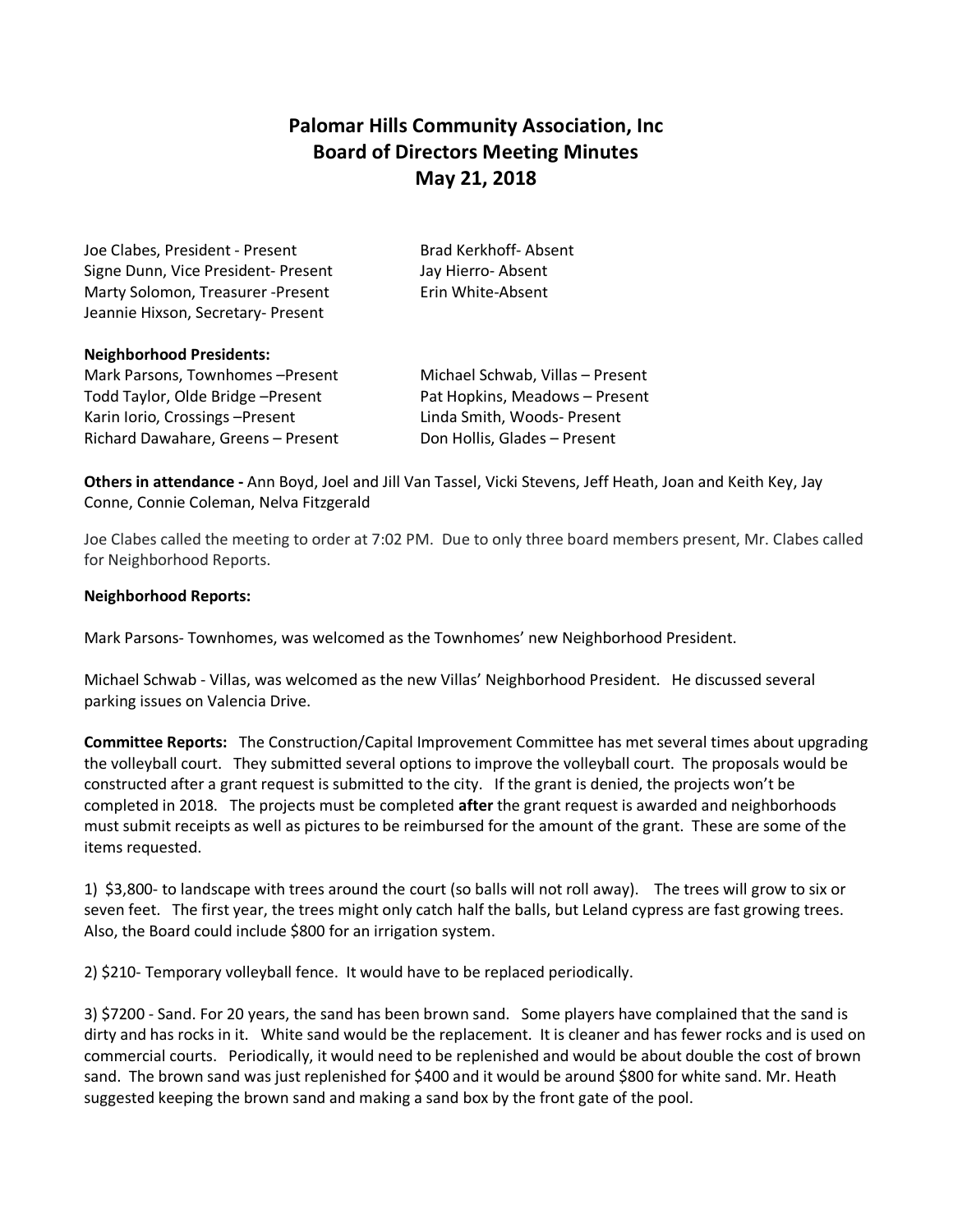# Palomar Hills Community Association, Inc
## Board of Directors Meeting Minutes
## May 21, 2018

Joe Clabes, President - Present
Signe Dunn, Vice President- Present
Marty Solomon, Treasurer -Present
Jeannie Hixson, Secretary- Present

Brad Kerkhoff- Absent
Jay Hierro- Absent
Erin White-Absent

**Neighborhood Presidents:**

Mark Parsons, Townhomes –Present
Todd Taylor, Olde Bridge –Present
Karin Iorio, Crossings –Present
Richard Dawahare, Greens – Present

Michael Schwab, Villas – Present
Pat Hopkins, Meadows – Present
Linda Smith, Woods- Present
Don Hollis, Glades – Present

**Others in attendance -** Ann Boyd, Joel and Jill Van Tassel, Vicki Stevens, Jeff Heath, Joan and Keith Key, Jay Conne, Connie Coleman, Nelva Fitzgerald

Joe Clabes called the meeting to order at 7:02 PM. Due to only three board members present, Mr. Clabes called for Neighborhood Reports.

**Neighborhood Reports:**

Mark Parsons- Townhomes, was welcomed as the Townhomes' new Neighborhood President.

Michael Schwab - Villas, was welcomed as the new Villas' Neighborhood President. He discussed several parking issues on Valencia Drive.

**Committee Reports:** The Construction/Capital Improvement Committee has met several times about upgrading the volleyball court. They submitted several options to improve the volleyball court. The proposals would be constructed after a grant request is submitted to the city. If the grant is denied, the projects won't be completed in 2018. The projects must be completed **after** the grant request is awarded and neighborhoods must submit receipts as well as pictures to be reimbursed for the amount of the grant. These are some of the items requested.

1) $3,800- to landscape with trees around the court (so balls will not roll away). The trees will grow to six or seven feet. The first year, the trees might only catch half the balls, but Leland cypress are fast growing trees. Also, the Board could include $800 for an irrigation system.

2) $210- Temporary volleyball fence. It would have to be replaced periodically.

3) $7200 - Sand. For 20 years, the sand has been brown sand. Some players have complained that the sand is dirty and has rocks in it. White sand would be the replacement. It is cleaner and has fewer rocks and is used on commercial courts. Periodically, it would need to be replenished and would be about double the cost of brown sand. The brown sand was just replenished for $400 and it would be around $800 for white sand. Mr. Heath suggested keeping the brown sand and making a sand box by the front gate of the pool.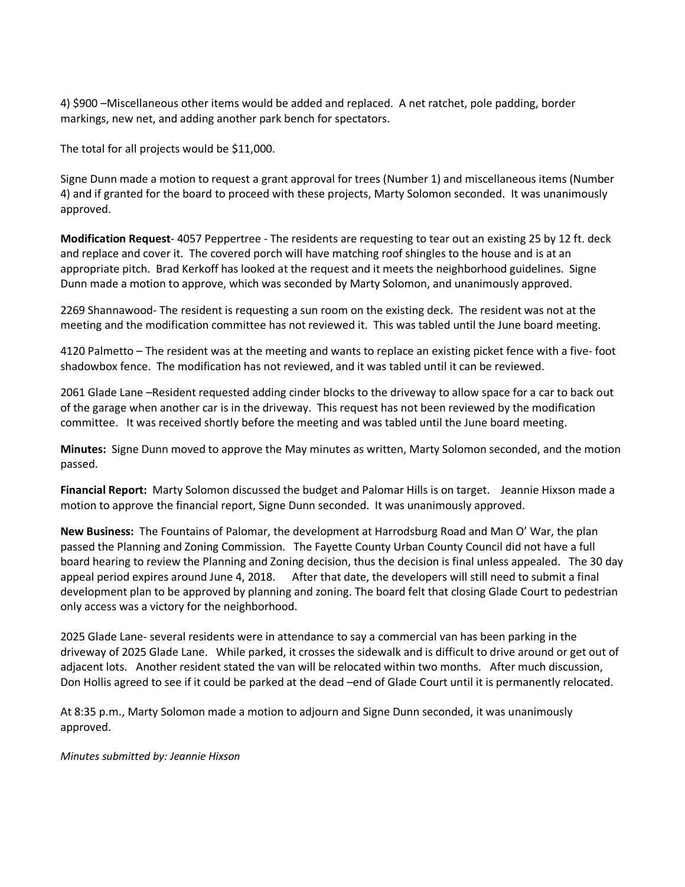4) $900 –Miscellaneous other items would be added and replaced. A net ratchet, pole padding, border markings, new net, and adding another park bench for spectators.

The total for all projects would be $11,000.

Signe Dunn made a motion to request a grant approval for trees (Number 1) and miscellaneous items (Number 4) and if granted for the board to proceed with these projects, Marty Solomon seconded. It was unanimously approved.

**Modification Request**- 4057 Peppertree - The residents are requesting to tear out an existing 25 by 12 ft. deck and replace and cover it. The covered porch will have matching roof shingles to the house and is at an appropriate pitch. Brad Kerkoff has looked at the request and it meets the neighborhood guidelines. Signe Dunn made a motion to approve, which was seconded by Marty Solomon, and unanimously approved.

2269 Shannawood- The resident is requesting a sun room on the existing deck. The resident was not at the meeting and the modification committee has not reviewed it. This was tabled until the June board meeting.

4120 Palmetto – The resident was at the meeting and wants to replace an existing picket fence with a five- foot shadowbox fence. The modification has not reviewed, and it was tabled until it can be reviewed.

2061 Glade Lane –Resident requested adding cinder blocks to the driveway to allow space for a car to back out of the garage when another car is in the driveway. This request has not been reviewed by the modification committee. It was received shortly before the meeting and was tabled until the June board meeting.

**Minutes:** Signe Dunn moved to approve the May minutes as written, Marty Solomon seconded, and the motion passed.

**Financial Report:** Marty Solomon discussed the budget and Palomar Hills is on target. Jeannie Hixson made a motion to approve the financial report, Signe Dunn seconded. It was unanimously approved.

**New Business:** The Fountains of Palomar, the development at Harrodsburg Road and Man O' War, the plan passed the Planning and Zoning Commission. The Fayette County Urban County Council did not have a full board hearing to review the Planning and Zoning decision, thus the decision is final unless appealed. The 30 day appeal period expires around June 4, 2018. After that date, the developers will still need to submit a final development plan to be approved by planning and zoning. The board felt that closing Glade Court to pedestrian only access was a victory for the neighborhood.

2025 Glade Lane- several residents were in attendance to say a commercial van has been parking in the driveway of 2025 Glade Lane. While parked, it crosses the sidewalk and is difficult to drive around or get out of adjacent lots. Another resident stated the van will be relocated within two months. After much discussion, Don Hollis agreed to see if it could be parked at the dead –end of Glade Court until it is permanently relocated.

At 8:35 p.m., Marty Solomon made a motion to adjourn and Signe Dunn seconded, it was unanimously approved.

*Minutes submitted by: Jeannie Hixson*